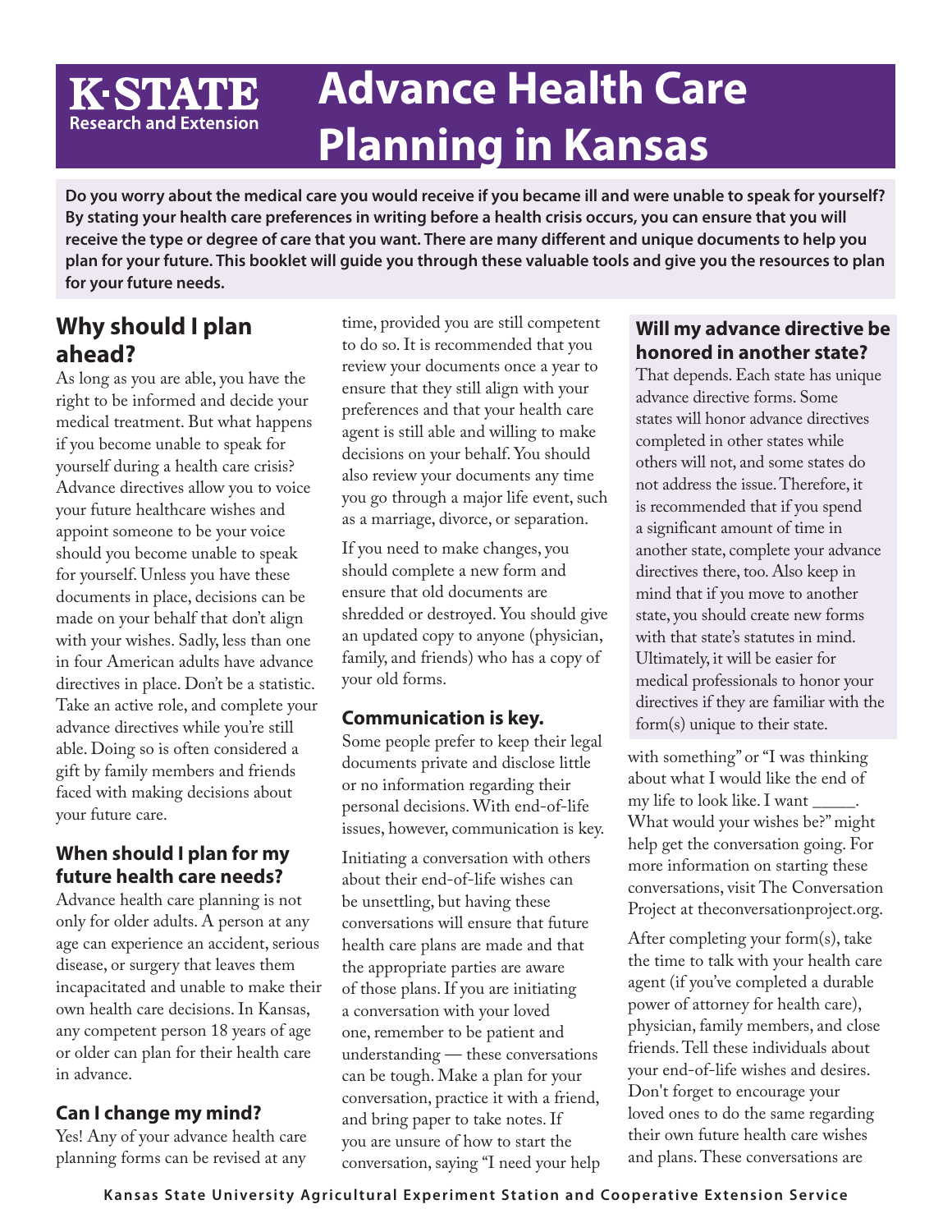# Advance Health Care Planning in Kansas

K-STATE Research and Extension

**Do you worry about the medical care you would receive if you became ill and were unable to speak for yourself? By stating your health care preferences in writing before a health crisis occurs, you can ensure that you will receive the type or degree of care that you want. There are many different and unique documents to help you plan for your future. This booklet will guide you through these valuable tools and give you the resources to plan for your future needs.**

## Why should I plan ahead?

As long as you are able, you have the right to be informed and decide your medical treatment. But what happens if you become unable to speak for yourself during a health care crisis? Advance directives allow you to voice your future healthcare wishes and appoint someone to be your voice should you become unable to speak for yourself. Unless you have these documents in place, decisions can be made on your behalf that don't align with your wishes. Sadly, less than one in four American adults have advance directives in place. Don't be a statistic. Take an active role, and complete your advance directives while you're still able. Doing so is often considered a gift by family members and friends faced with making decisions about your future care.

### When should I plan for my future health care needs?

Advance health care planning is not only for older adults. A person at any age can experience an accident, serious disease, or surgery that leaves them incapacitated and unable to make their own health care decisions. In Kansas, any competent person 18 years of age or older can plan for their health care in advance.

### Can I change my mind?

Yes! Any of your advance health care planning forms can be revised at any time, provided you are still competent to do so. It is recommended that you review your documents once a year to ensure that they still align with your preferences and that your health care agent is still able and willing to make decisions on your behalf. You should also review your documents any time you go through a major life event, such as a marriage, divorce, or separation.

If you need to make changes, you should complete a new form and ensure that old documents are shredded or destroyed. You should give an updated copy to anyone (physician, family, and friends) who has a copy of your old forms.

### Communication is key.

Some people prefer to keep their legal documents private and disclose little or no information regarding their personal decisions. With end-of-life issues, however, communication is key.

Initiating a conversation with others about their end-of-life wishes can be unsettling, but having these conversations will ensure that future health care plans are made and that the appropriate parties are aware of those plans. If you are initiating a conversation with your loved one, remember to be patient and understanding — these conversations can be tough. Make a plan for your conversation, practice it with a friend, and bring paper to take notes. If you are unsure of how to start the conversation, saying "I need your help with something" or "I was thinking about what I would like the end of my life to look like. I want _____. What would your wishes be?" might help get the conversation going. For more information on starting these conversations, visit The Conversation Project at theconversationproject.org.

After completing your form(s), take the time to talk with your health care agent (if you've completed a durable power of attorney for health care), physician, family members, and close friends. Tell these individuals about your end-of-life wishes and desires. Don't forget to encourage your loved ones to do the same regarding their own future health care wishes and plans. These conversations are

### Will my advance directive be honored in another state?

That depends. Each state has unique advance directive forms. Some states will honor advance directives completed in other states while others will not, and some states do not address the issue. Therefore, it is recommended that if you spend a significant amount of time in another state, complete your advance directives there, too. Also keep in mind that if you move to another state, you should create new forms with that state's statutes in mind. Ultimately, it will be easier for medical professionals to honor your directives if they are familiar with the form(s) unique to their state.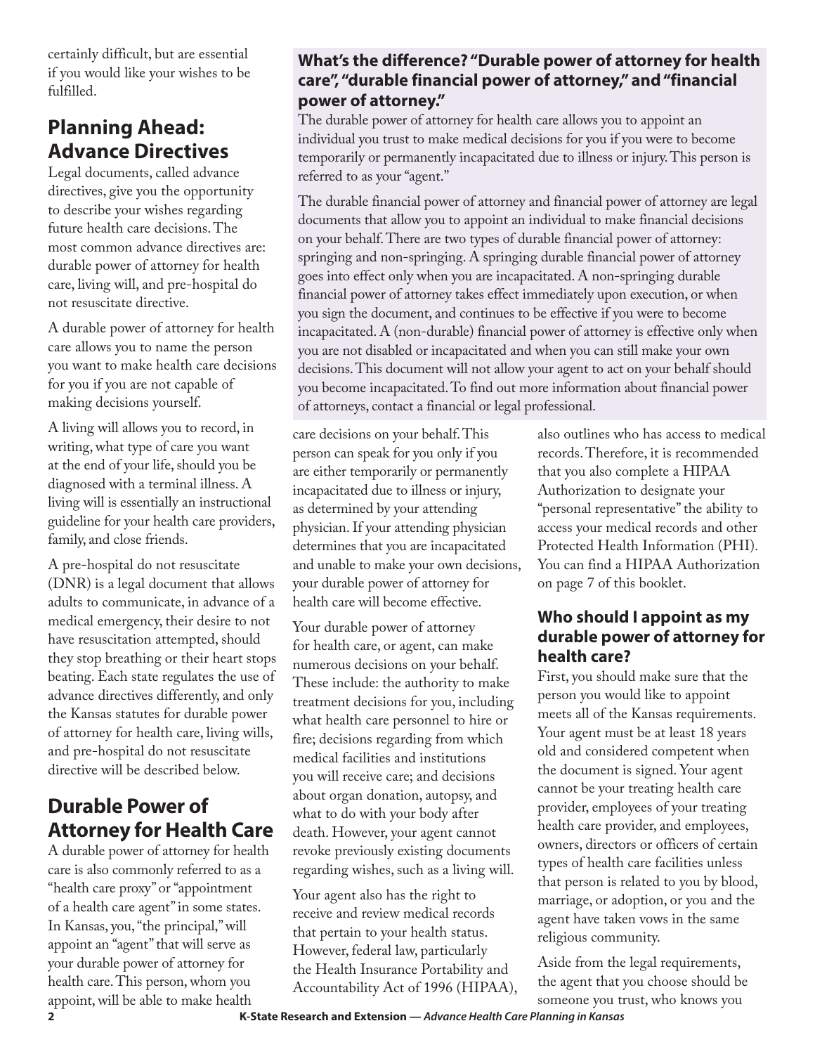certainly difficult, but are essential if you would like your wishes to be fulfilled.

## Planning Ahead: Advance Directives

Legal documents, called advance directives, give you the opportunity to describe your wishes regarding future health care decisions. The most common advance directives are: durable power of attorney for health care, living will, and pre-hospital do not resuscitate directive.

A durable power of attorney for health care allows you to name the person you want to make health care decisions for you if you are not capable of making decisions yourself.

A living will allows you to record, in writing, what type of care you want at the end of your life, should you be diagnosed with a terminal illness. A living will is essentially an instructional guideline for your health care providers, family, and close friends.

A pre-hospital do not resuscitate (DNR) is a legal document that allows adults to communicate, in advance of a medical emergency, their desire to not have resuscitation attempted, should they stop breathing or their heart stops beating. Each state regulates the use of advance directives differently, and only the Kansas statutes for durable power of attorney for health care, living wills, and pre-hospital do not resuscitate directive will be described below.

### What's the difference? "Durable power of attorney for health care", "durable financial power of attorney," and "financial power of attorney."

The durable power of attorney for health care allows you to appoint an individual you trust to make medical decisions for you if you were to become temporarily or permanently incapacitated due to illness or injury. This person is referred to as your "agent."

The durable financial power of attorney and financial power of attorney are legal documents that allow you to appoint an individual to make financial decisions on your behalf. There are two types of durable financial power of attorney: springing and non-springing. A springing durable financial power of attorney goes into effect only when you are incapacitated. A non-springing durable financial power of attorney takes effect immediately upon execution, or when you sign the document, and continues to be effective if you were to become incapacitated. A (non-durable) financial power of attorney is effective only when you are not disabled or incapacitated and when you can still make your own decisions. This document will not allow your agent to act on your behalf should you become incapacitated. To find out more information about financial power of attorneys, contact a financial or legal professional.

## Durable Power of Attorney for Health Care

A durable power of attorney for health care is also commonly referred to as a "health care proxy" or "appointment of a health care agent" in some states. In Kansas, you, "the principal," will appoint an "agent" that will serve as your durable power of attorney for health care. This person, whom you appoint, will be able to make health care decisions on your behalf. This person can speak for you only if you are either temporarily or permanently incapacitated due to illness or injury, as determined by your attending physician. If your attending physician determines that you are incapacitated and unable to make your own decisions, your durable power of attorney for health care will become effective.

Your durable power of attorney for health care, or agent, can make numerous decisions on your behalf. These include: the authority to make treatment decisions for you, including what health care personnel to hire or fire; decisions regarding from which medical facilities and institutions you will receive care; and decisions about organ donation, autopsy, and what to do with your body after death. However, your agent cannot revoke previously existing documents regarding wishes, such as a living will.

Your agent also has the right to receive and review medical records that pertain to your health status. However, federal law, particularly the Health Insurance Portability and Accountability Act of 1996 (HIPAA), also outlines who has access to medical records. Therefore, it is recommended that you also complete a HIPAA Authorization to designate your "personal representative" the ability to access your medical records and other Protected Health Information (PHI). You can find a HIPAA Authorization on page 7 of this booklet.

### Who should I appoint as my durable power of attorney for health care?

First, you should make sure that the person you would like to appoint meets all of the Kansas requirements. Your agent must be at least 18 years old and considered competent when the document is signed. Your agent cannot be your treating health care provider, employees of your treating health care provider, and employees, owners, directors or officers of certain types of health care facilities unless that person is related to you by blood, marriage, or adoption, or you and the agent have taken vows in the same religious community.

Aside from the legal requirements, the agent that you choose should be someone you trust, who knows you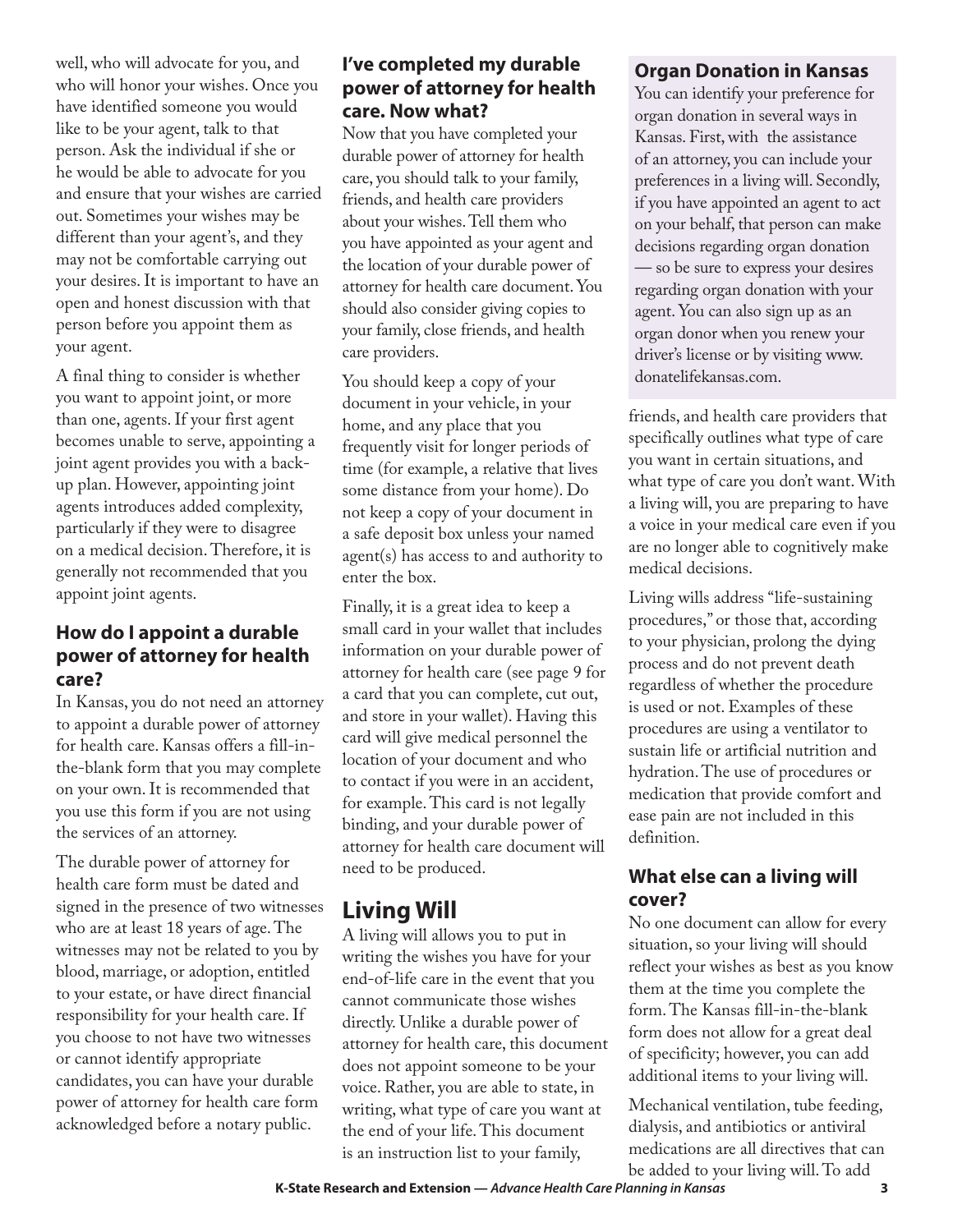well, who will advocate for you, and who will honor your wishes. Once you have identified someone you would like to be your agent, talk to that person. Ask the individual if she or he would be able to advocate for you and ensure that your wishes are carried out. Sometimes your wishes may be different than your agent's, and they may not be comfortable carrying out your desires. It is important to have an open and honest discussion with that person before you appoint them as your agent.

A final thing to consider is whether you want to appoint joint, or more than one, agents. If your first agent becomes unable to serve, appointing a joint agent provides you with a backup plan. However, appointing joint agents introduces added complexity, particularly if they were to disagree on a medical decision. Therefore, it is generally not recommended that you appoint joint agents.

### How do I appoint a durable power of attorney for health care?

In Kansas, you do not need an attorney to appoint a durable power of attorney for health care. Kansas offers a fill-in-the-blank form that you may complete on your own. It is recommended that you use this form if you are not using the services of an attorney.

The durable power of attorney for health care form must be dated and signed in the presence of two witnesses who are at least 18 years of age. The witnesses may not be related to you by blood, marriage, or adoption, entitled to your estate, or have direct financial responsibility for your health care. If you choose to not have two witnesses or cannot identify appropriate candidates, you can have your durable power of attorney for health care form acknowledged before a notary public.

### I've completed my durable power of attorney for health care. Now what?

Now that you have completed your durable power of attorney for health care, you should talk to your family, friends, and health care providers about your wishes. Tell them who you have appointed as your agent and the location of your durable power of attorney for health care document. You should also consider giving copies to your family, close friends, and health care providers.

You should keep a copy of your document in your vehicle, in your home, and any place that you frequently visit for longer periods of time (for example, a relative that lives some distance from your home). Do not keep a copy of your document in a safe deposit box unless your named agent(s) has access to and authority to enter the box.

Finally, it is a great idea to keep a small card in your wallet that includes information on your durable power of attorney for health care (see page 9 for a card that you can complete, cut out, and store in your wallet). Having this card will give medical personnel the location of your document and who to contact if you were in an accident, for example. This card is not legally binding, and your durable power of attorney for health care document will need to be produced.

## Living Will

A living will allows you to put in writing the wishes you have for your end-of-life care in the event that you cannot communicate those wishes directly. Unlike a durable power of attorney for health care, this document does not appoint someone to be your voice. Rather, you are able to state, in writing, what type of care you want at the end of your life. This document is an instruction list to your family, friends, and health care providers that specifically outlines what type of care you want in certain situations, and what type of care you don't want. With a living will, you are preparing to have a voice in your medical care even if you are no longer able to cognitively make medical decisions.

Living wills address "life-sustaining procedures," or those that, according to your physician, prolong the dying process and do not prevent death regardless of whether the procedure is used or not. Examples of these procedures are using a ventilator to sustain life or artificial nutrition and hydration. The use of procedures or medication that provide comfort and ease pain are not included in this definition.

> **Organ Donation in Kansas**
>
> You can identify your preference for organ donation in several ways in Kansas. First, with the assistance of an attorney, you can include your preferences in a living will. Secondly, if you have appointed an agent to act on your behalf, that person can make decisions regarding organ donation — so be sure to express your desires regarding organ donation with your agent. You can also sign up as an organ donor when you renew your driver's license or by visiting www.donatelifekansas.com.

### What else can a living will cover?

No one document can allow for every situation, so your living will should reflect your wishes as best as you know them at the time you complete the form. The Kansas fill-in-the-blank form does not allow for a great deal of specificity; however, you can add additional items to your living will.

Mechanical ventilation, tube feeding, dialysis, and antibiotics or antiviral medications are all directives that can be added to your living will. To add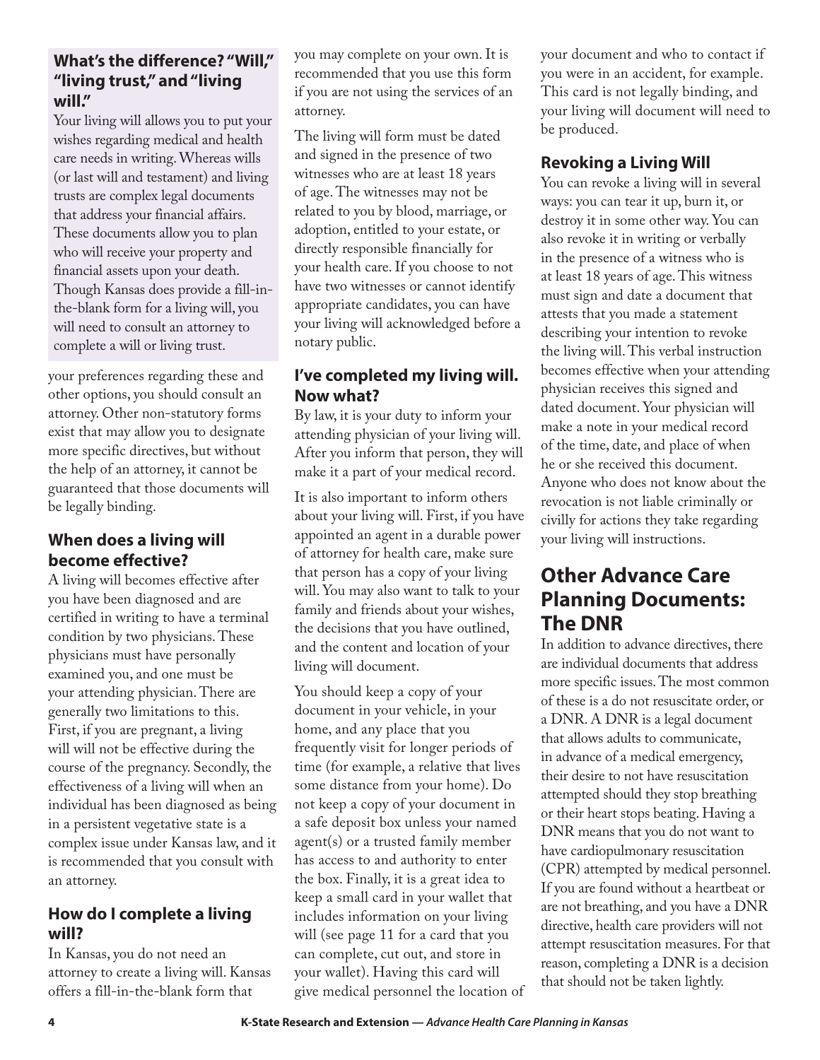### What's the difference? "Will," "living trust," and "living will."

Your living will allows you to put your wishes regarding medical and health care needs in writing. Whereas wills (or last will and testament) and living trusts are complex legal documents that address your financial affairs. These documents allow you to plan who will receive your property and financial assets upon your death. Though Kansas does provide a fill-in-the-blank form for a living will, you will need to consult an attorney to complete a will or living trust.

your preferences regarding these and other options, you should consult an attorney. Other non-statutory forms exist that may allow you to designate more specific directives, but without the help of an attorney, it cannot be guaranteed that those documents will be legally binding.

### When does a living will become effective?

A living will becomes effective after you have been diagnosed and are certified in writing to have a terminal condition by two physicians. These physicians must have personally examined you, and one must be your attending physician. There are generally two limitations to this. First, if you are pregnant, a living will will not be effective during the course of the pregnancy. Secondly, the effectiveness of a living will when an individual has been diagnosed as being in a persistent vegetative state is a complex issue under Kansas law, and it is recommended that you consult with an attorney.

### How do I complete a living will?

In Kansas, you do not need an attorney to create a living will. Kansas offers a fill-in-the-blank form that you may complete on your own. It is recommended that you use this form if you are not using the services of an attorney.

The living will form must be dated and signed in the presence of two witnesses who are at least 18 years of age. The witnesses may not be related to you by blood, marriage, or adoption, entitled to your estate, or directly responsible financially for your health care. If you choose to not have two witnesses or cannot identify appropriate candidates, you can have your living will acknowledged before a notary public.

### I've completed my living will. Now what?

By law, it is your duty to inform your attending physician of your living will. After you inform that person, they will make it a part of your medical record.

It is also important to inform others about your living will. First, if you have appointed an agent in a durable power of attorney for health care, make sure that person has a copy of your living will. You may also want to talk to your family and friends about your wishes, the decisions that you have outlined, and the content and location of your living will document.

You should keep a copy of your document in your vehicle, in your home, and any place that you frequently visit for longer periods of time (for example, a relative that lives some distance from your home). Do not keep a copy of your document in a safe deposit box unless your named agent(s) or a trusted family member has access to and authority to enter the box. Finally, it is a great idea to keep a small card in your wallet that includes information on your living will (see page 11 for a card that you can complete, cut out, and store in your wallet). Having this card will give medical personnel the location of your document and who to contact if you were in an accident, for example. This card is not legally binding, and your living will document will need to be produced.

### Revoking a Living Will

You can revoke a living will in several ways: you can tear it up, burn it, or destroy it in some other way. You can also revoke it in writing or verbally in the presence of a witness who is at least 18 years of age. This witness must sign and date a document that attests that you made a statement describing your intention to revoke the living will. This verbal instruction becomes effective when your attending physician receives this signed and dated document. Your physician will make a note in your medical record of the time, date, and place of when he or she received this document. Anyone who does not know about the revocation is not liable criminally or civilly for actions they take regarding your living will instructions.

## Other Advance Care Planning Documents: The DNR

In addition to advance directives, there are individual documents that address more specific issues. The most common of these is a do not resuscitate order, or a DNR. A DNR is a legal document that allows adults to communicate, in advance of a medical emergency, their desire to not have resuscitation attempted should they stop breathing or their heart stops beating. Having a DNR means that you do not want to have cardiopulmonary resuscitation (CPR) attempted by medical personnel. If you are found without a heartbeat or are not breathing, and you have a DNR directive, health care providers will not attempt resuscitation measures. For that reason, completing a DNR is a decision that should not be taken lightly.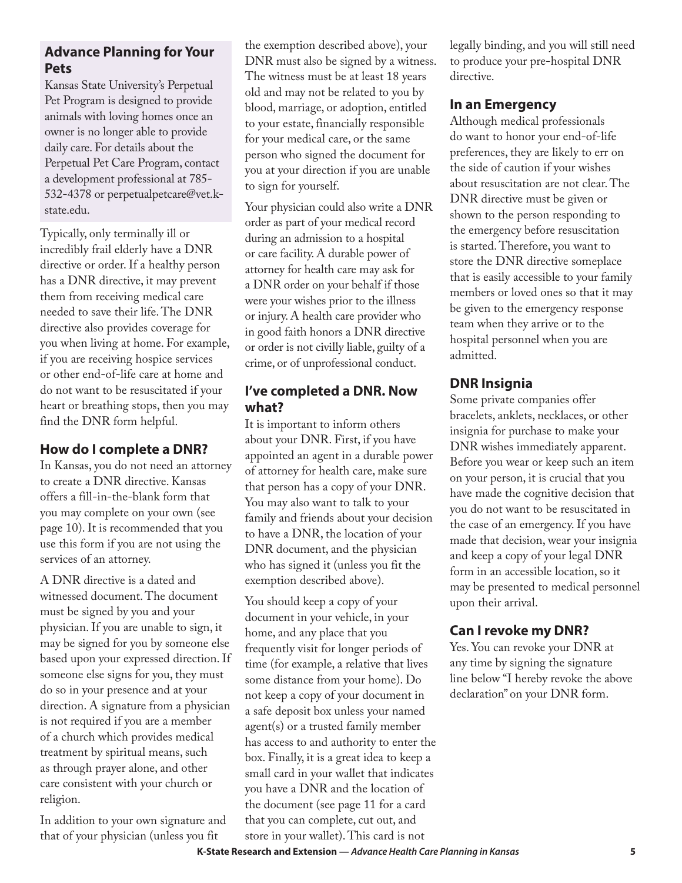## Advance Planning for Your Pets

Kansas State University's Perpetual Pet Program is designed to provide animals with loving homes once an owner is no longer able to provide daily care. For details about the Perpetual Pet Care Program, contact a development professional at 785-532-4378 or perpetualpetcare@vet.k-state.edu.

Typically, only terminally ill or incredibly frail elderly have a DNR directive or order. If a healthy person has a DNR directive, it may prevent them from receiving medical care needed to save their life. The DNR directive also provides coverage for you when living at home. For example, if you are receiving hospice services or other end-of-life care at home and do not want to be resuscitated if your heart or breathing stops, then you may find the DNR form helpful.

## How do I complete a DNR?

In Kansas, you do not need an attorney to create a DNR directive. Kansas offers a fill-in-the-blank form that you may complete on your own (see page 10). It is recommended that you use this form if you are not using the services of an attorney.

A DNR directive is a dated and witnessed document. The document must be signed by you and your physician. If you are unable to sign, it may be signed for you by someone else based upon your expressed direction. If someone else signs for you, they must do so in your presence and at your direction. A signature from a physician is not required if you are a member of a church which provides medical treatment by spiritual means, such as through prayer alone, and other care consistent with your church or religion.

In addition to your own signature and that of your physician (unless you fit the exemption described above), your DNR must also be signed by a witness. The witness must be at least 18 years old and may not be related to you by blood, marriage, or adoption, entitled to your estate, financially responsible for your medical care, or the same person who signed the document for you at your direction if you are unable to sign for yourself.

Your physician could also write a DNR order as part of your medical record during an admission to a hospital or care facility. A durable power of attorney for health care may ask for a DNR order on your behalf if those were your wishes prior to the illness or injury. A health care provider who in good faith honors a DNR directive or order is not civilly liable, guilty of a crime, or of unprofessional conduct.

## I've completed a DNR. Now what?

It is important to inform others about your DNR. First, if you have appointed an agent in a durable power of attorney for health care, make sure that person has a copy of your DNR. You may also want to talk to your family and friends about your decision to have a DNR, the location of your DNR document, and the physician who has signed it (unless you fit the exemption described above).

You should keep a copy of your document in your vehicle, in your home, and any place that you frequently visit for longer periods of time (for example, a relative that lives some distance from your home). Do not keep a copy of your document in a safe deposit box unless your named agent(s) or a trusted family member has access to and authority to enter the box. Finally, it is a great idea to keep a small card in your wallet that indicates you have a DNR and the location of the document (see page 11 for a card that you can complete, cut out, and store in your wallet). This card is not legally binding, and you will still need to produce your pre-hospital DNR directive.

## In an Emergency

Although medical professionals do want to honor your end-of-life preferences, they are likely to err on the side of caution if your wishes about resuscitation are not clear. The DNR directive must be given or shown to the person responding to the emergency before resuscitation is started. Therefore, you want to store the DNR directive someplace that is easily accessible to your family members or loved ones so that it may be given to the emergency response team when they arrive or to the hospital personnel when you are admitted.

## DNR Insignia

Some private companies offer bracelets, anklets, necklaces, or other insignia for purchase to make your DNR wishes immediately apparent. Before you wear or keep such an item on your person, it is crucial that you have made the cognitive decision that you do not want to be resuscitated in the case of an emergency. If you have made that decision, wear your insignia and keep a copy of your legal DNR form in an accessible location, so it may be presented to medical personnel upon their arrival.

## Can I revoke my DNR?

Yes. You can revoke your DNR at any time by signing the signature line below "I hereby revoke the above declaration" on your DNR form.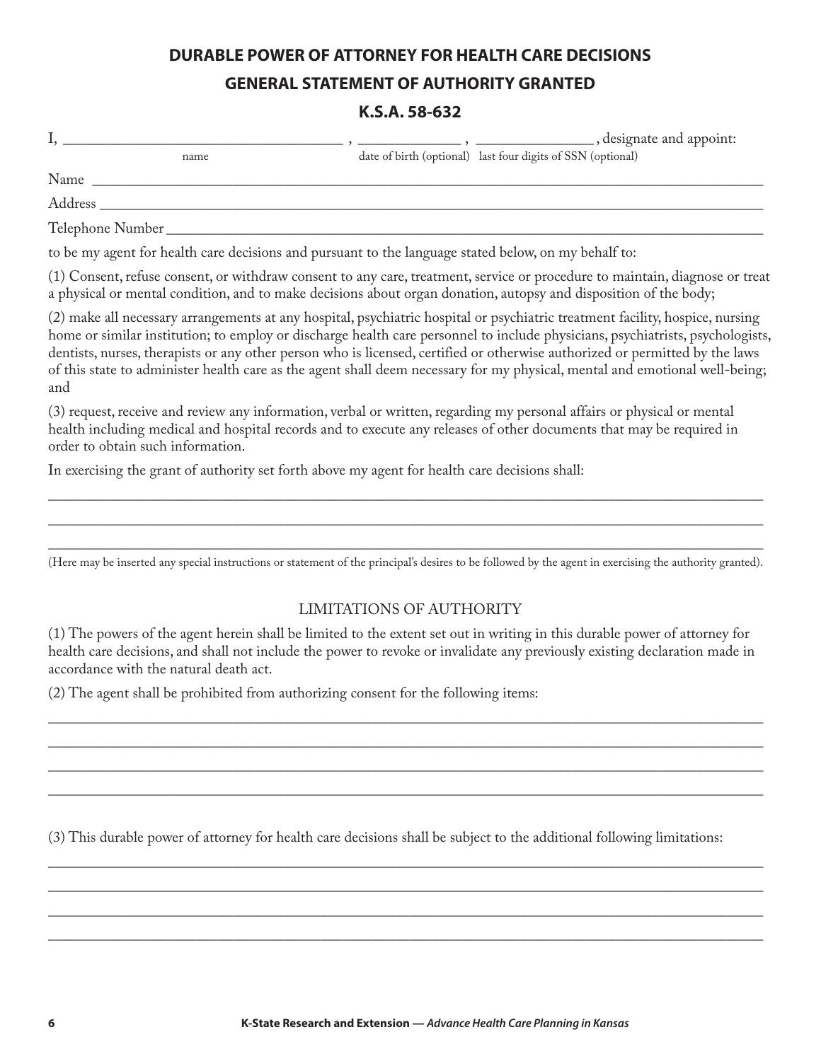## DURABLE POWER OF ATTORNEY FOR HEALTH CARE DECISIONS

## GENERAL STATEMENT OF AUTHORITY GRANTED

## K.S.A. 58-632

I, ___________________________________ , _____________ , _______________ , designate and appoint:
name — date of birth (optional) — last four digits of SSN (optional)

Name ____________________________________________________________________________________

Address __________________________________________________________________________________

Telephone Number __________________________________________________________________________

to be my agent for health care decisions and pursuant to the language stated below, on my behalf to:

(1) Consent, refuse consent, or withdraw consent to any care, treatment, service or procedure to maintain, diagnose or treat a physical or mental condition, and to make decisions about organ donation, autopsy and disposition of the body;

(2) make all necessary arrangements at any hospital, psychiatric hospital or psychiatric treatment facility, hospice, nursing home or similar institution; to employ or discharge health care personnel to include physicians, psychiatrists, psychologists, dentists, nurses, therapists or any other person who is licensed, certified or otherwise authorized or permitted by the laws of this state to administer health care as the agent shall deem necessary for my physical, mental and emotional well-being; and

(3) request, receive and review any information, verbal or written, regarding my personal affairs or physical or mental health including medical and hospital records and to execute any releases of other documents that may be required in order to obtain such information.

In exercising the grant of authority set forth above my agent for health care decisions shall:

__________________________________________________________________________________________

__________________________________________________________________________________________

__________________________________________________________________________________________

(Here may be inserted any special instructions or statement of the principal's desires to be followed by the agent in exercising the authority granted).

### LIMITATIONS OF AUTHORITY

(1) The powers of the agent herein shall be limited to the extent set out in writing in this durable power of attorney for health care decisions, and shall not include the power to revoke or invalidate any previously existing declaration made in accordance with the natural death act.

(2) The agent shall be prohibited from authorizing consent for the following items:

__________________________________________________________________________________________

__________________________________________________________________________________________

__________________________________________________________________________________________

__________________________________________________________________________________________

(3) This durable power of attorney for health care decisions shall be subject to the additional following limitations:

__________________________________________________________________________________________

__________________________________________________________________________________________

__________________________________________________________________________________________

__________________________________________________________________________________________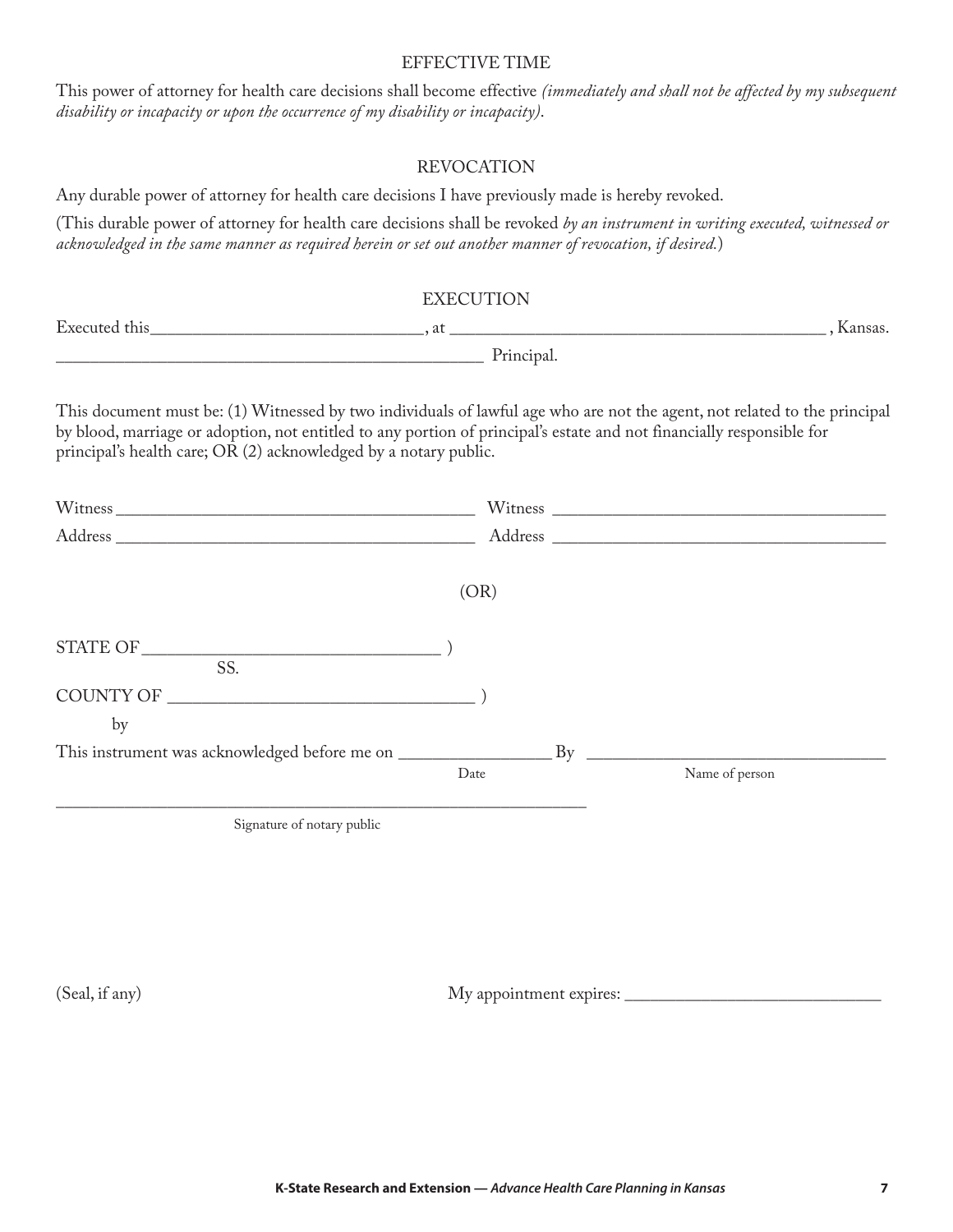## EFFECTIVE TIME

This power of attorney for health care decisions shall become effective *(immediately and shall not be affected by my subsequent disability or incapacity or upon the occurrence of my disability or incapacity)*.

## REVOCATION

Any durable power of attorney for health care decisions I have previously made is hereby revoked.

(This durable power of attorney for health care decisions shall be revoked *by an instrument in writing executed, witnessed or acknowledged in the same manner as required herein or set out another manner of revocation, if desired.*)

## EXECUTION

Executed this______________________________, at ___________________________________________, Kansas.

_________________________________________________ Principal.

This document must be: (1) Witnessed by two individuals of lawful age who are not the agent, not related to the principal by blood, marriage or adoption, not entitled to any portion of principal's estate and not financially responsible for principal's health care; OR (2) acknowledged by a notary public.

Witness _________________________________________ Witness ______________________________________

Address _________________________________________ Address ______________________________________

(OR)

STATE OF __________________________________ )

SS.

COUNTY OF __________________________________ )

by

This instrument was acknowledged before me on _________________ By _________________________________

Date Name of person

______________________________________________________________

Signature of notary public

(Seal, if any) My appointment expires: ____________________________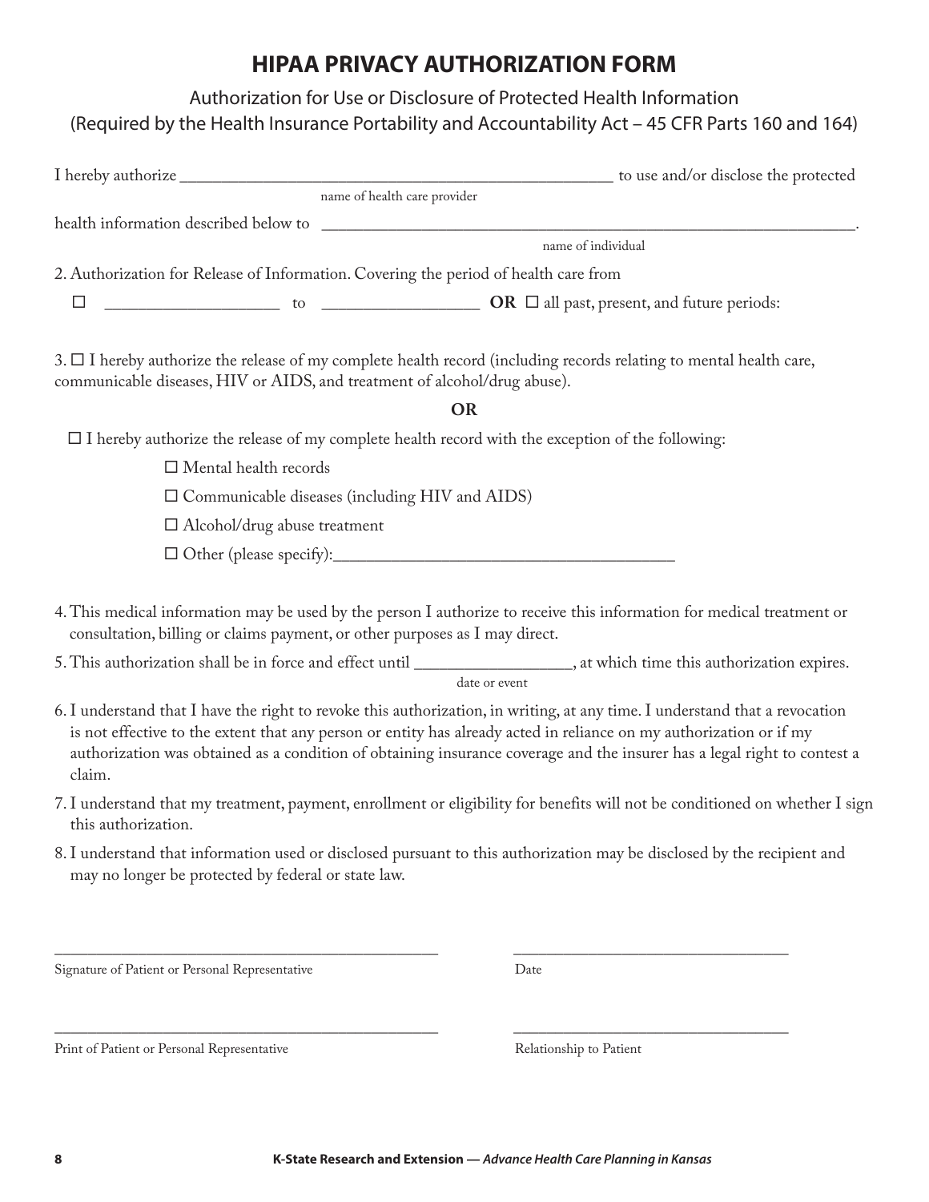# HIPAA PRIVACY AUTHORIZATION FORM

Authorization for Use or Disclosure of Protected Health Information

(Required by the Health Insurance Portability and Accountability Act – 45 CFR Parts 160 and 164)

I hereby authorize ____________________________________________________ to use and/or disclose the protected
name of health care provider

health information described below to _________________________________________________________________.
name of individual

2. Authorization for Release of Information. Covering the period of health care from

☐ ____________________ to __________________ **OR** ☐ all past, present, and future periods:

3. ☐ I hereby authorize the release of my complete health record (including records relating to mental health care, communicable diseases, HIV or AIDS, and treatment of alcohol/drug abuse).

**OR**

☐ I hereby authorize the release of my complete health record with the exception of the following:

- ☐ Mental health records
- ☐ Communicable diseases (including HIV and AIDS)
- ☐ Alcohol/drug abuse treatment
- ☐ Other (please specify):________________________________________

4. This medical information may be used by the person I authorize to receive this information for medical treatment or consultation, billing or claims payment, or other purposes as I may direct.
5. This authorization shall be in force and effect until __________________, at which time this authorization expires.
date or event
6. I understand that I have the right to revoke this authorization, in writing, at any time. I understand that a revocation is not effective to the extent that any person or entity has already acted in reliance on my authorization or if my authorization was obtained as a condition of obtaining insurance coverage and the insurer has a legal right to contest a claim.
7. I understand that my treatment, payment, enrollment or eligibility for benefits will not be conditioned on whether I sign this authorization.
8. I understand that information used or disclosed pursuant to this authorization may be disclosed by the recipient and may no longer be protected by federal or state law.

_________________________________________________ ___________________________________

Signature of Patient or Personal Representative Date

_________________________________________________ ___________________________________

Print of Patient or Personal Representative Relationship to Patient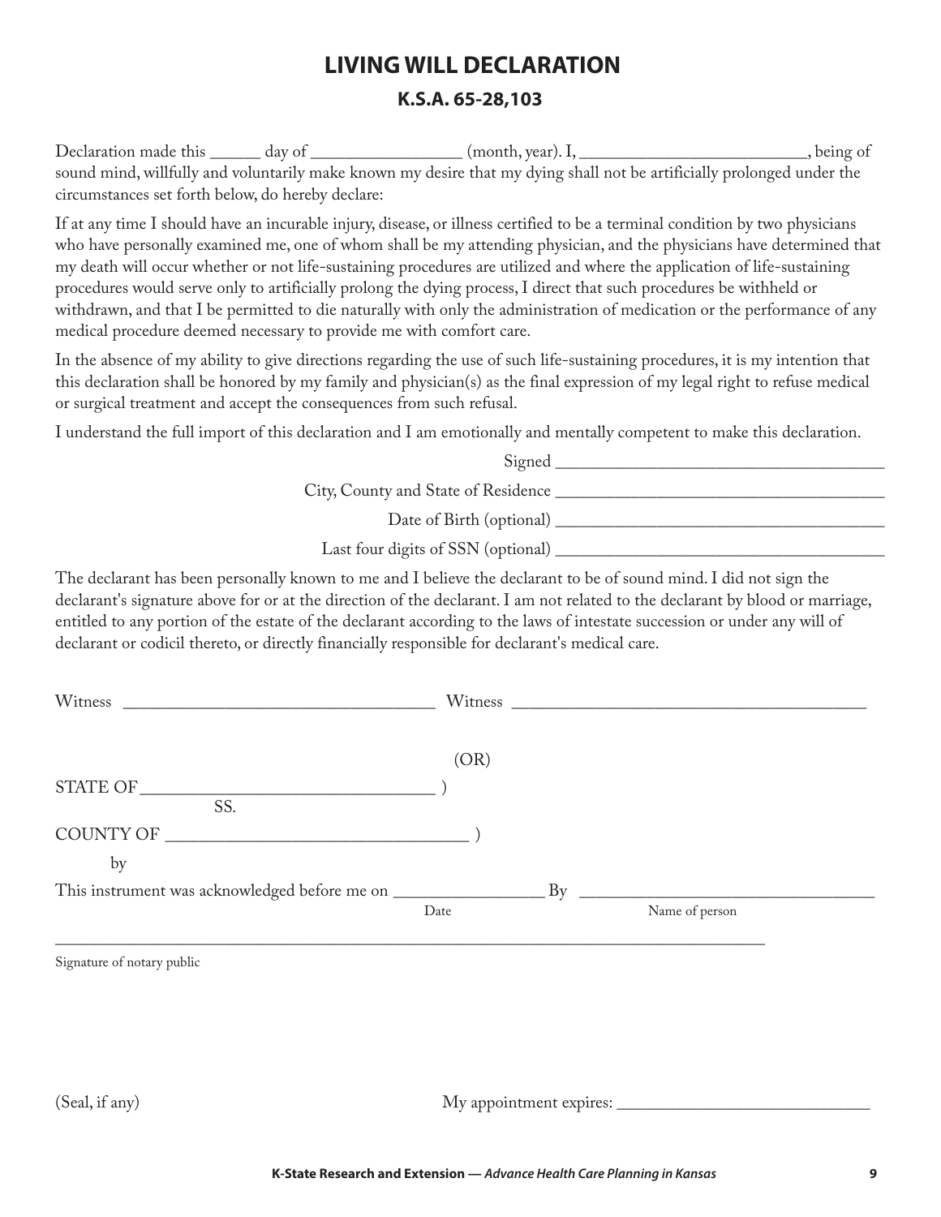# LIVING WILL DECLARATION

## K.S.A. 65-28,103

Declaration made this ______ day of _________________ (month, year). I, __________________________, being of sound mind, willfully and voluntarily make known my desire that my dying shall not be artificially prolonged under the circumstances set forth below, do hereby declare:

If at any time I should have an incurable injury, disease, or illness certified to be a terminal condition by two physicians who have personally examined me, one of whom shall be my attending physician, and the physicians have determined that my death will occur whether or not life-sustaining procedures are utilized and where the application of life-sustaining procedures would serve only to artificially prolong the dying process, I direct that such procedures be withheld or withdrawn, and that I be permitted to die naturally with only the administration of medication or the performance of any medical procedure deemed necessary to provide me with comfort care.

In the absence of my ability to give directions regarding the use of such life-sustaining procedures, it is my intention that this declaration shall be honored by my family and physician(s) as the final expression of my legal right to refuse medical or surgical treatment and accept the consequences from such refusal.

I understand the full import of this declaration and I am emotionally and mentally competent to make this declaration.

Signed ______________________________________

City, County and State of Residence ______________________________________

Date of Birth (optional) ______________________________________

Last four digits of SSN (optional) ______________________________________

The declarant has been personally known to me and I believe the declarant to be of sound mind. I did not sign the declarant's signature above for or at the direction of the declarant. I am not related to the declarant by blood or marriage, entitled to any portion of the estate of the declarant according to the laws of intestate succession or under any will of declarant or codicil thereto, or directly financially responsible for declarant's medical care.

Witness ____________________________________ Witness __________________________________________

(OR)

STATE OF _________________________________ )
SS.
COUNTY OF ___________________________________ )

by

This instrument was acknowledged before me on _________________ By __________________________________
Date Name of person

_____________________________________________________________________________________
Signature of notary public

(Seal, if any)

My appointment expires: ______________________________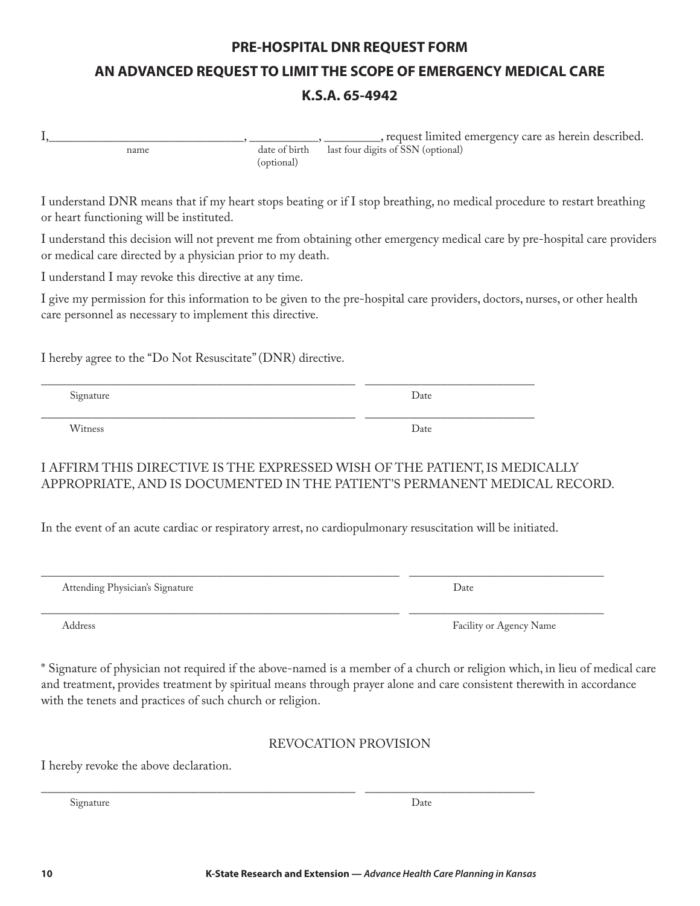# PRE-HOSPITAL DNR REQUEST FORM

## AN ADVANCED REQUEST TO LIMIT THE SCOPE OF EMERGENCY MEDICAL CARE

## K.S.A. 65-4942

I,______________________________, __________, _________, request limited emergency care as herein described.
name — date of birth (optional) — last four digits of SSN (optional)

I understand DNR means that if my heart stops beating or if I stop breathing, no medical procedure to restart breathing or heart functioning will be instituted.

I understand this decision will not prevent me from obtaining other emergency medical care by pre-hospital care providers or medical care directed by a physician prior to my death.

I understand I may revoke this directive at any time.

I give my permission for this information to be given to the pre-hospital care providers, doctors, nurses, or other health care personnel as necessary to implement this directive.

I hereby agree to the "Do Not Resuscitate" (DNR) directive.

______________________________________________ ______________________
Signature — Date

______________________________________________ ______________________
Witness — Date

I AFFIRM THIS DIRECTIVE IS THE EXPRESSED WISH OF THE PATIENT, IS MEDICALLY APPROPRIATE, AND IS DOCUMENTED IN THE PATIENT'S PERMANENT MEDICAL RECORD.

In the event of an acute cardiac or respiratory arrest, no cardiopulmonary resuscitation will be initiated.

______________________________________________ ______________________
Attending Physician's Signature — Date

______________________________________________ ______________________
Address — Facility or Agency Name

* Signature of physician not required if the above-named is a member of a church or religion which, in lieu of medical care and treatment, provides treatment by spiritual means through prayer alone and care consistent therewith in accordance with the tenets and practices of such church or religion.

REVOCATION PROVISION

I hereby revoke the above declaration.

______________________________________________ ______________________
Signature — Date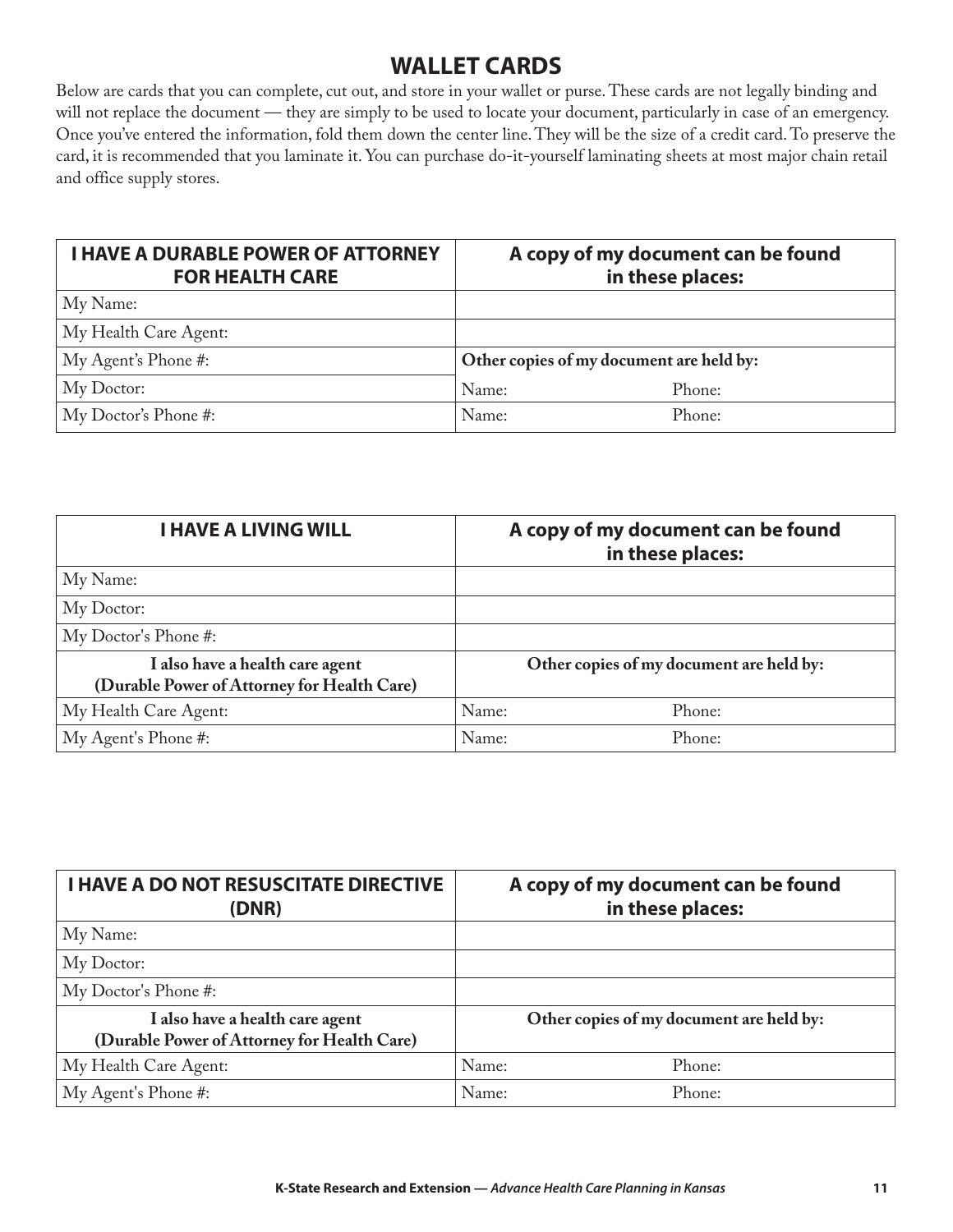# WALLET CARDS

Below are cards that you can complete, cut out, and store in your wallet or purse. These cards are not legally binding and will not replace the document — they are simply to be used to locate your document, particularly in case of an emergency. Once you've entered the information, fold them down the center line. They will be the size of a credit card. To preserve the card, it is recommended that you laminate it. You can purchase do-it-yourself laminating sheets at most major chain retail and office supply stores.

| **I HAVE A DURABLE POWER OF ATTORNEY FOR HEALTH CARE** | **A copy of my document can be found in these places:** | |
|---|---|---|
| My Name: | | |
| My Health Care Agent: | | |
| My Agent's Phone #: | **Other copies of my document are held by:** | |
| My Doctor: | Name: | Phone: |
| My Doctor's Phone #: | Name: | Phone: |

| **I HAVE A LIVING WILL** | **A copy of my document can be found in these places:** | |
|---|---|---|
| My Name: | | |
| My Doctor: | | |
| My Doctor's Phone #: | | |
| **I also have a health care agent (Durable Power of Attorney for Health Care)** | **Other copies of my document are held by:** | |
| My Health Care Agent: | Name: | Phone: |
| My Agent's Phone #: | Name: | Phone: |

| **I HAVE A DO NOT RESUSCITATE DIRECTIVE (DNR)** | **A copy of my document can be found in these places:** | |
|---|---|---|
| My Name: | | |
| My Doctor: | | |
| My Doctor's Phone #: | | |
| **I also have a health care agent (Durable Power of Attorney for Health Care)** | **Other copies of my document are held by:** | |
| My Health Care Agent: | Name: | Phone: |
| My Agent's Phone #: | Name: | Phone: |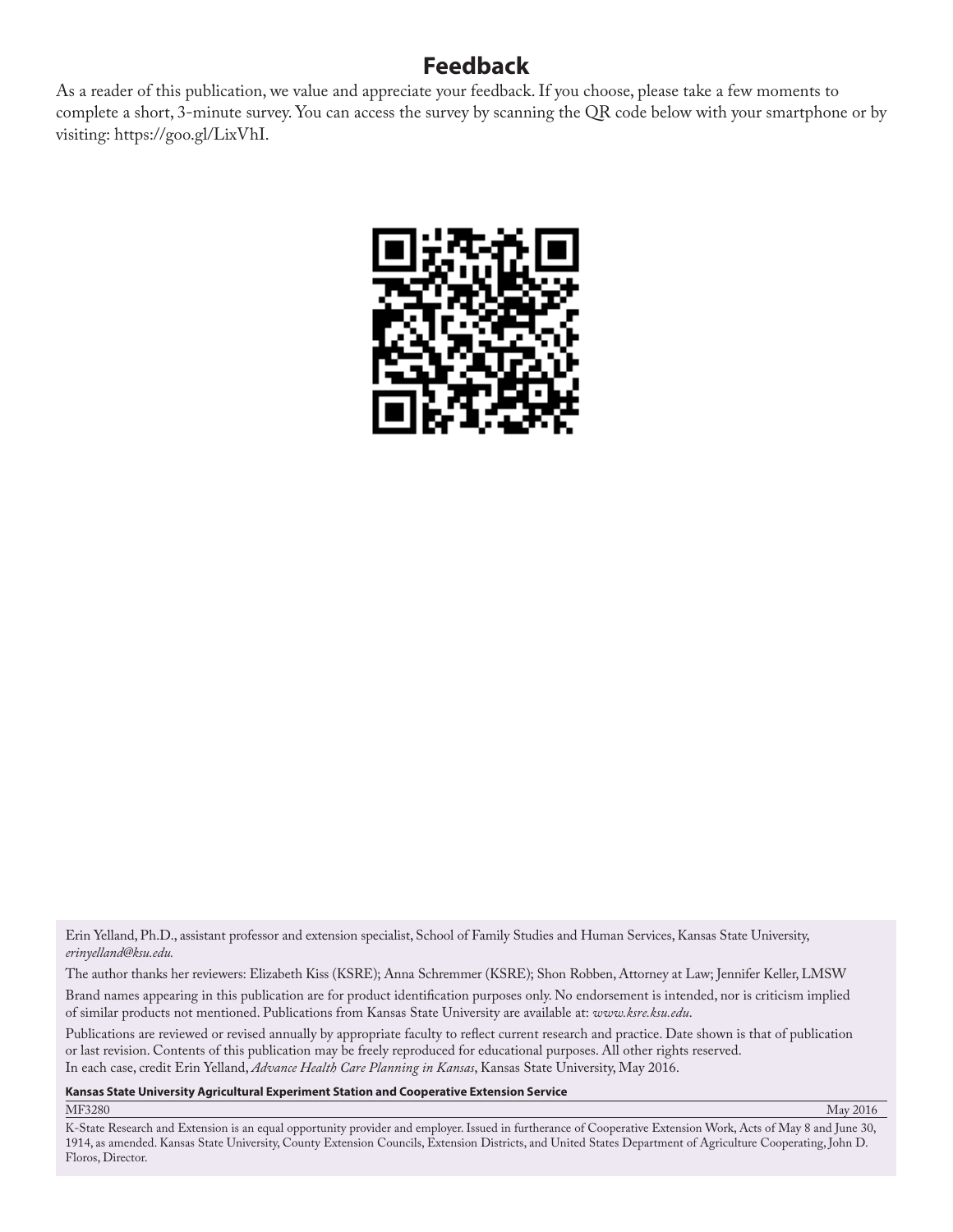## Feedback

As a reader of this publication, we value and appreciate your feedback. If you choose, please take a few moments to complete a short, 3-minute survey. You can access the survey by scanning the QR code below with your smartphone or by visiting: https://goo.gl/LixVhI.

Erin Yelland, Ph.D., assistant professor and extension specialist, School of Family Studies and Human Services, Kansas State University, *erinyelland@ksu.edu.*

The author thanks her reviewers: Elizabeth Kiss (KSRE); Anna Schremmer (KSRE); Shon Robben, Attorney at Law; Jennifer Keller, LMSW

Brand names appearing in this publication are for product identification purposes only. No endorsement is intended, nor is criticism implied of similar products not mentioned. Publications from Kansas State University are available at: *www.ksre.ksu.edu*.

Publications are reviewed or revised annually by appropriate faculty to reflect current research and practice. Date shown is that of publication or last revision. Contents of this publication may be freely reproduced for educational purposes. All other rights reserved.
In each case, credit Erin Yelland, *Advance Health Care Planning in Kansas*, Kansas State University, May 2016.

**Kansas State University Agricultural Experiment Station and Cooperative Extension Service**

MF3280 May 2016

K-State Research and Extension is an equal opportunity provider and employer. Issued in furtherance of Cooperative Extension Work, Acts of May 8 and June 30, 1914, as amended. Kansas State University, County Extension Councils, Extension Districts, and United States Department of Agriculture Cooperating, John D. Floros, Director.